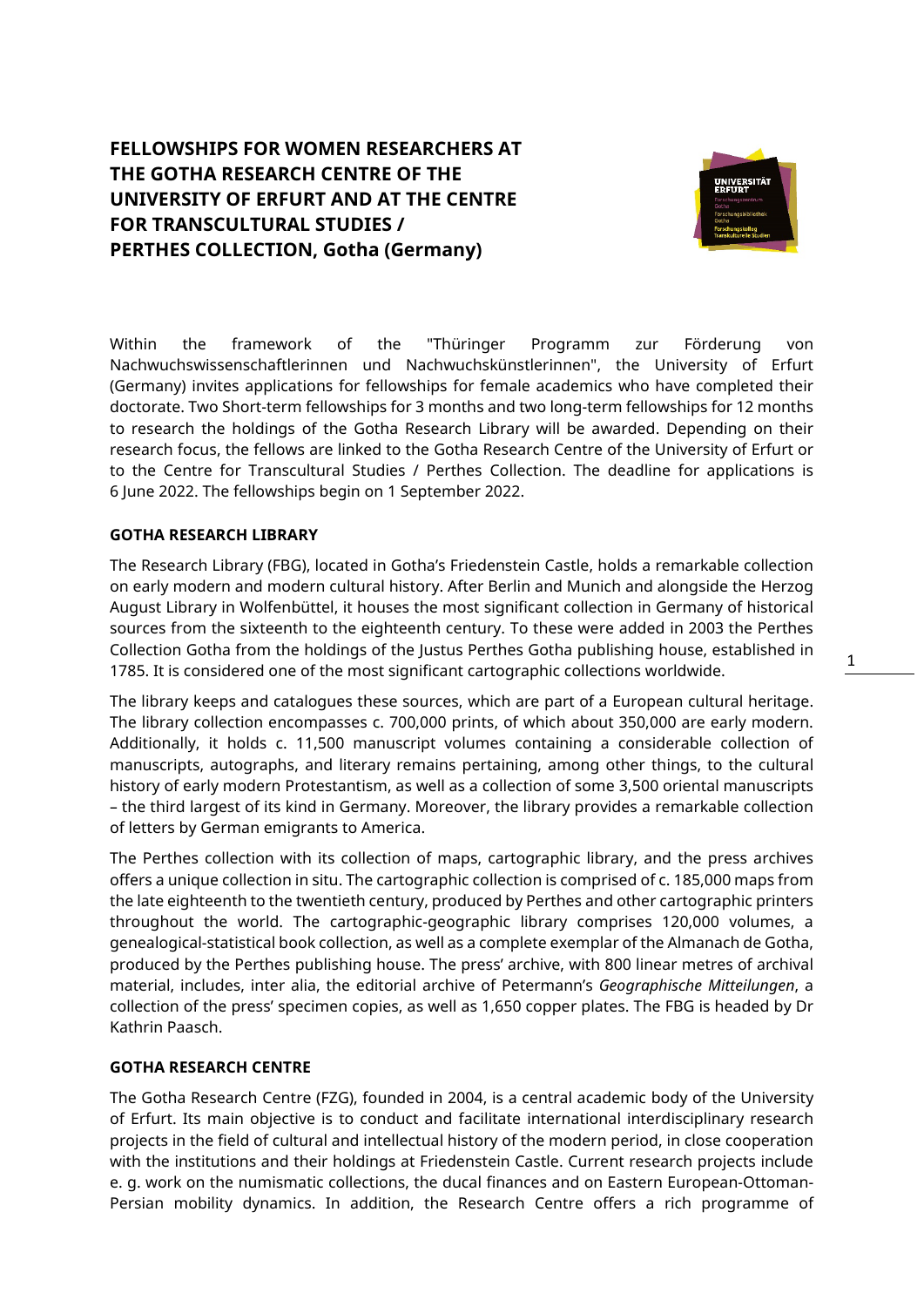# FELLOWSHIPS FOR WOMEN RESEARCHERS AT THE GOTHA RESEARCH CENTRE OF THE UNIVERSITY OF ERFURT AND AT THE CENTRE FOR TRANSCULTURAL STUDIES / PERTHES COLLECTION, Gotha (Germany)

Within the framework of the "Thüringer Programm zur Förderung von Nachwuchswissenschaftlerinnen und Nachwuchskünstlerinnen", the University of Erfurt (Germany) invites applications for fellowships for female academics who have completed their doctorate. Two Short-term fellowships for 3 months and two long-term fellowships for 12 months to research the holdings of the Gotha Research Library will be awarded. Depending on their research focus, the fellows are linked to the Gotha Research Centre of the University of Erfurt or to the Centre for Transcultural Studies / Perthes Collection. The deadline for applications is 6 June 2022. The fellowships begin on 1 September 2022.

## GOTHA RESEARCH LIBRARY

The Research Library (FBG), located in Gotha's Friedenstein Castle, holds a remarkable collection on early modern and modern cultural history. After Berlin and Munich and alongside the Herzog August Library in Wolfenbüttel, it houses the most significant collection in Germany of historical sources from the sixteenth to the eighteenth century. To these were added in 2003 the Perthes Collection Gotha from the holdings of the Justus Perthes Gotha publishing house, established in 1785. It is considered one of the most significant cartographic collections worldwide.

The library keeps and catalogues these sources, which are part of a European cultural heritage. The library collection encompasses c. 700,000 prints, of which about 350,000 are early modern. Additionally, it holds c. 11,500 manuscript volumes containing a considerable collection of manuscripts, autographs, and literary remains pertaining, among other things, to the cultural history of early modern Protestantism, as well as a collection of some 3,500 oriental manuscripts – the third largest of its kind in Germany. Moreover, the library provides a remarkable collection of letters by German emigrants to America.

The Perthes collection with its collection of maps, cartographic library, and the press archives offers a unique collection in situ. The cartographic collection is comprised of c. 185,000 maps from the late eighteenth to the twentieth century, produced by Perthes and other cartographic printers throughout the world. The cartographic-geographic library comprises 120,000 volumes, a genealogical-statistical book collection, as well as a complete exemplar of the Almanach de Gotha, produced by the Perthes publishing house. The press' archive, with 800 linear metres of archival material, includes, inter alia, the editorial archive of Petermann's *Geographische Mitteilungen*, a collection of the press' specimen copies, as well as 1,650 copper plates. The FBG is headed by Dr Kathrin Paasch.

## GOTHA RESEARCH CENTRE

The Gotha Research Centre (FZG), founded in 2004, is a central academic body of the University of Erfurt. Its main objective is to conduct and facilitate international interdisciplinary research projects in the field of cultural and intellectual history of the modern period, in close cooperation with the institutions and their holdings at Friedenstein Castle. Current research projects include e. g. work on the numismatic collections, the ducal finances and on Eastern European-Ottoman-Persian mobility dynamics. In addition, the Research Centre offers a rich programme of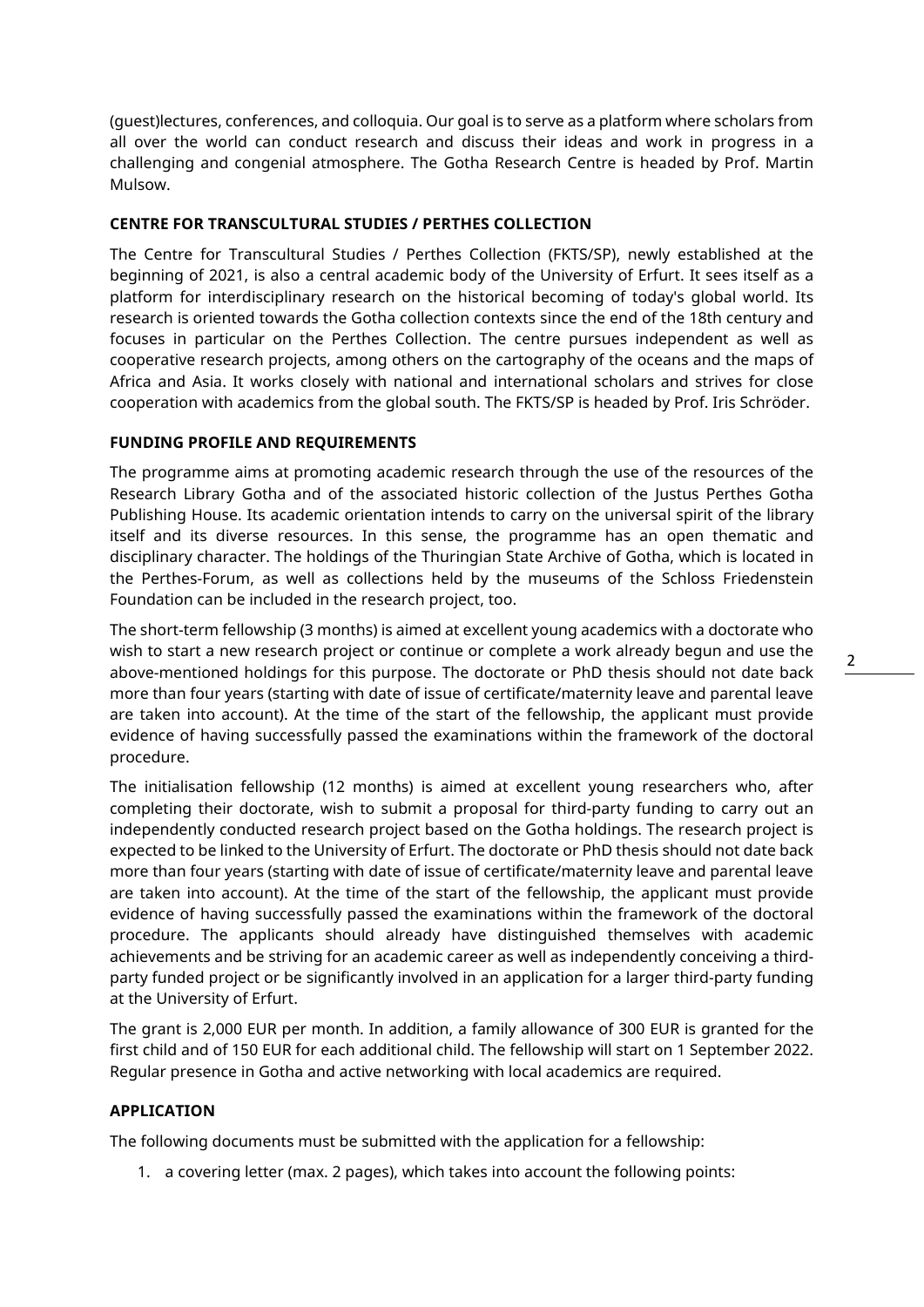(guest)lectures, conferences, and colloquia. Our goal is to serve as a platform where scholars from all over the world can conduct research and discuss their ideas and work in progress in a challenging and congenial atmosphere. The Gotha Research Centre is headed by Prof. Martin Mulsow.

**CENTRE FOR TRANSCULTURAL STUDIES / PERTHES COLLECTION**

The Centre for Transcultural Studies / Perthes Collection (FKTS/SP), newly established at the beginning of 2021, is also a central academic body of the University of Erfurt. It sees itself as a platform for interdisciplinary research on the historical becoming of today's global world. Its research is oriented towards the Gotha collection contexts since the end of the 18th century and focuses in particular on the Perthes Collection. The centre pursues independent as well as cooperative research projects, among others on the cartography of the oceans and the maps of Africa and Asia. It works closely with national and international scholars and strives for close cooperation with academics from the global south. The FKTS/SP is headed by Prof. Iris Schröder.

**FUNDING PROFILE AND REQUIREMENTS**

The programme aims at promoting academic research through the use of the resources of the Research Library Gotha and of the associated historic collection of the Justus Perthes Gotha Publishing House. Its academic orientation intends to carry on the universal spirit of the library itself and its diverse resources. In this sense, the programme has an open thematic and disciplinary character. The holdings of the Thuringian State Archive of Gotha, which is located in the Perthes-Forum, as well as collections held by the museums of the Schloss Friedenstein Foundation can be included in the research project, too.

The short-term fellowship (3 months) is aimed at excellent young academics with a doctorate who wish to start a new research project or continue or complete a work already begun and use the above-mentioned holdings for this purpose. The doctorate or PhD thesis should not date back more than four years (starting with date of issue of certificate/maternity leave and parental leave are taken into account). At the time of the start of the fellowship, the applicant must provide evidence of having successfully passed the examinations within the framework of the doctoral procedure.

The initialisation fellowship (12 months) is aimed at excellent young researchers who, after completing their doctorate, wish to submit a proposal for third-party funding to carry out an independently conducted research project based on the Gotha holdings. The research project is expected to be linked to the University of Erfurt. The doctorate or PhD thesis should not date back more than four years (starting with date of issue of certificate/maternity leave and parental leave are taken into account). At the time of the start of the fellowship, the applicant must provide evidence of having successfully passed the examinations within the framework of the doctoral procedure. The applicants should already have distinguished themselves with academic achievements and be striving for an academic career as well as independently conceiving a third-party funded project or be significantly involved in an application for a larger third-party funding at the University of Erfurt.

The grant is 2,000 EUR per month. In addition, a family allowance of 300 EUR is granted for the first child and of 150 EUR for each additional child. The fellowship will start on 1 September 2022. Regular presence in Gotha and active networking with local academics are required.

**APPLICATION**

The following documents must be submitted with the application for a fellowship:

1. a covering letter (max. 2 pages), which takes into account the following points: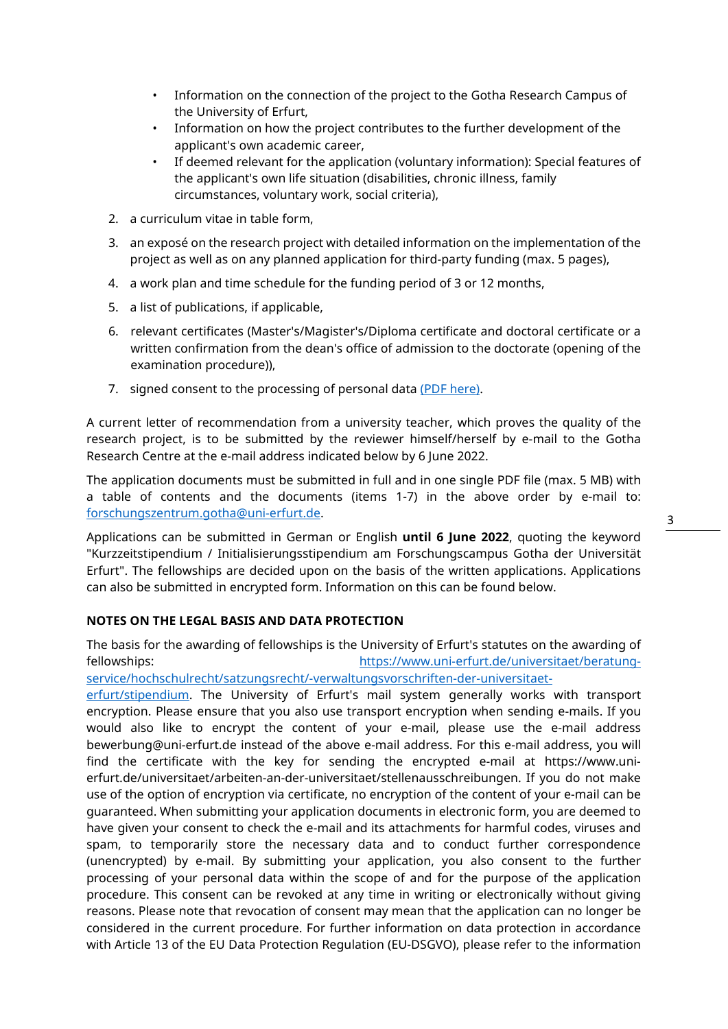- Information on the connection of the project to the Gotha Research Campus of the University of Erfurt,
- Information on how the project contributes to the further development of the applicant's own academic career,
- If deemed relevant for the application (voluntary information): Special features of the applicant's own life situation (disabilities, chronic illness, family circumstances, voluntary work, social criteria),

2. a curriculum vitae in table form,
3. an exposé on the research project with detailed information on the implementation of the project as well as on any planned application for third-party funding (max. 5 pages),
4. a work plan and time schedule for the funding period of 3 or 12 months,
5. a list of publications, if applicable,
6. relevant certificates (Master's/Magister's/Diploma certificate and doctoral certificate or a written confirmation from the dean's office of admission to the doctorate (opening of the examination procedure)),
7. signed consent to the processing of personal data (PDF here).

A current letter of recommendation from a university teacher, which proves the quality of the research project, is to be submitted by the reviewer himself/herself by e-mail to the Gotha Research Centre at the e-mail address indicated below by 6 June 2022.

The application documents must be submitted in full and in one single PDF file (max. 5 MB) with a table of contents and the documents (items 1-7) in the above order by e-mail to: forschungszentrum.gotha@uni-erfurt.de.

Applications can be submitted in German or English **until 6 June 2022**, quoting the keyword "Kurzzeitstipendium / Initialisierungsstipendium am Forschungscampus Gotha der Universität Erfurt". The fellowships are decided upon on the basis of the written applications. Applications can also be submitted in encrypted form. Information on this can be found below.

**NOTES ON THE LEGAL BASIS AND DATA PROTECTION**

The basis for the awarding of fellowships is the University of Erfurt's statutes on the awarding of fellowships: https://www.uni-erfurt.de/universitaet/beratung-service/hochschulrecht/satzungsrecht/-verwaltungsvorschriften-der-universitaet-erfurt/stipendium. The University of Erfurt's mail system generally works with transport encryption. Please ensure that you also use transport encryption when sending e-mails. If you would also like to encrypt the content of your e-mail, please use the e-mail address bewerbung@uni-erfurt.de instead of the above e-mail address. For this e-mail address, you will find the certificate with the key for sending the encrypted e-mail at https://www.uni-erfurt.de/universitaet/arbeiten-an-der-universitaet/stellenausschreibungen. If you do not make use of the option of encryption via certificate, no encryption of the content of your e-mail can be guaranteed. When submitting your application documents in electronic form, you are deemed to have given your consent to check the e-mail and its attachments for harmful codes, viruses and spam, to temporarily store the necessary data and to conduct further correspondence (unencrypted) by e-mail. By submitting your application, you also consent to the further processing of your personal data within the scope of and for the purpose of the application procedure. This consent can be revoked at any time in writing or electronically without giving reasons. Please note that revocation of consent may mean that the application can no longer be considered in the current procedure. For further information on data protection in accordance with Article 13 of the EU Data Protection Regulation (EU-DSGVO), please refer to the information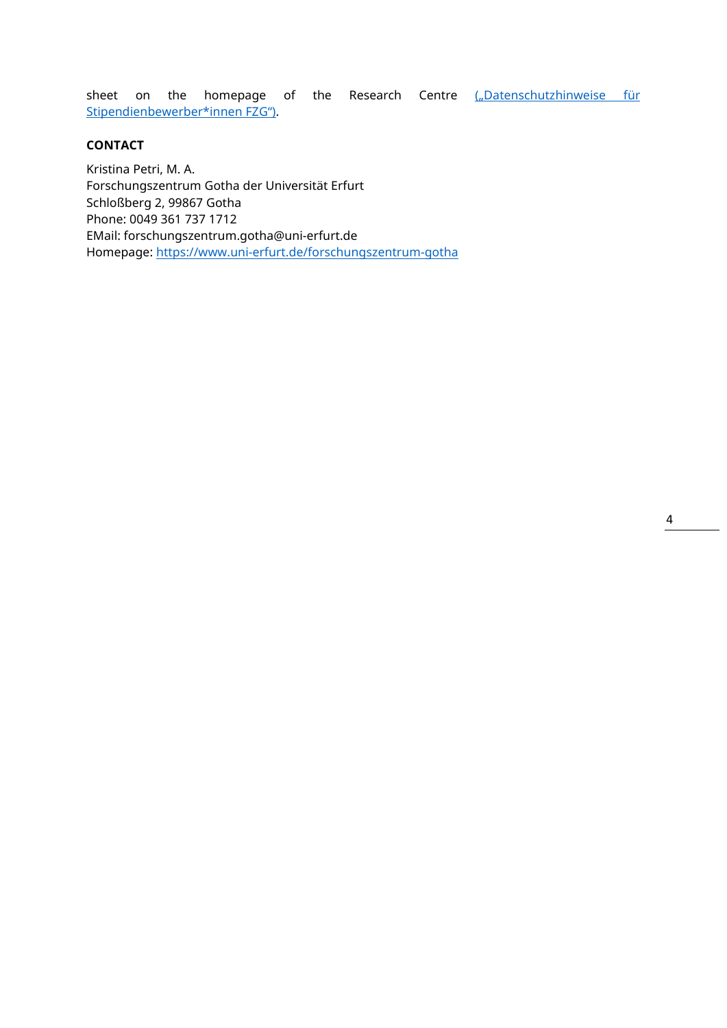sheet on the homepage of the Research Centre („Datenschutzhinweise für Stipendienbewerber*innen FZG").

**CONTACT**

Kristina Petri, M. A.
Forschungszentrum Gotha der Universität Erfurt
Schloßberg 2, 99867 Gotha
Phone: 0049 361 737 1712
EMail: forschungszentrum.gotha@uni-erfurt.de
Homepage: https://www.uni-erfurt.de/forschungszentrum-gotha